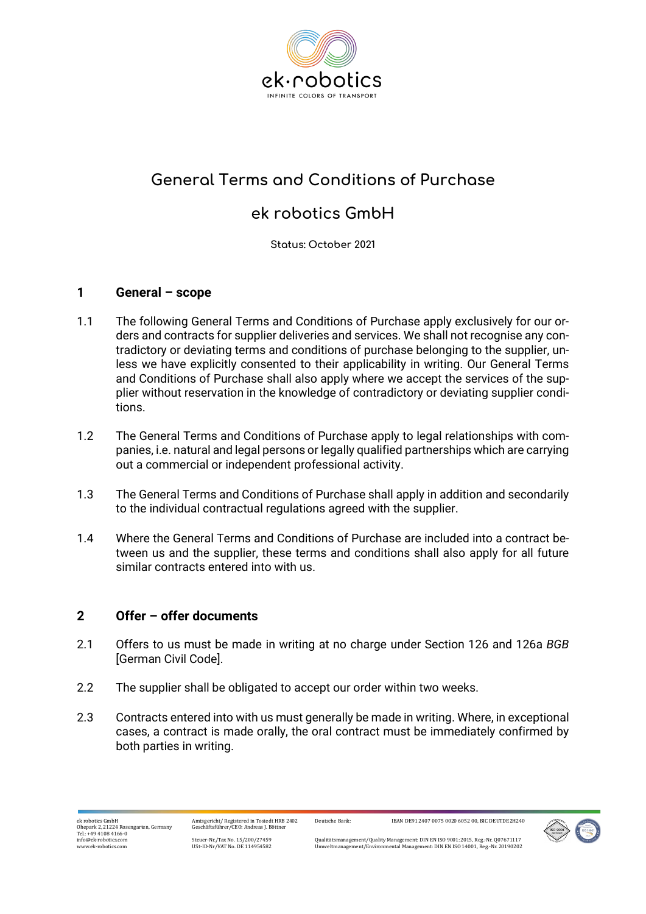# General Terms and Conditions of Purchase

# ek robotics GmbH

Status: October 2021

## 1 General – scope

1.1 The following General Terms and Conditions of Purchase apply exclusively for our orders and contracts for supplier deliveries and services. We shall not recognise any contradictory or deviating terms and conditions of purchase belonging to the supplier, unless we have explicitly consented to their applicability in writing. Our General Terms and Conditions of Purchase shall also apply where we accept the services of the supplier without reservation in the knowledge of contradictory or deviating supplier conditions.

1.2 The General Terms and Conditions of Purchase apply to legal relationships with companies, i.e. natural and legal persons or legally qualified partnerships which are carrying out a commercial or independent professional activity.

1.3 The General Terms and Conditions of Purchase shall apply in addition and secondarily to the individual contractual regulations agreed with the supplier.

1.4 Where the General Terms and Conditions of Purchase are included into a contract between us and the supplier, these terms and conditions shall also apply for all future similar contracts entered into with us.

## 2 Offer – offer documents

2.1 Offers to us must be made in writing at no charge under Section 126 and 126a *BGB* [German Civil Code].

2.2 The supplier shall be obligated to accept our order within two weeks.

2.3 Contracts entered into with us must generally be made in writing. Where, in exceptional cases, a contract is made orally, the oral contract must be immediately confirmed by both parties in writing.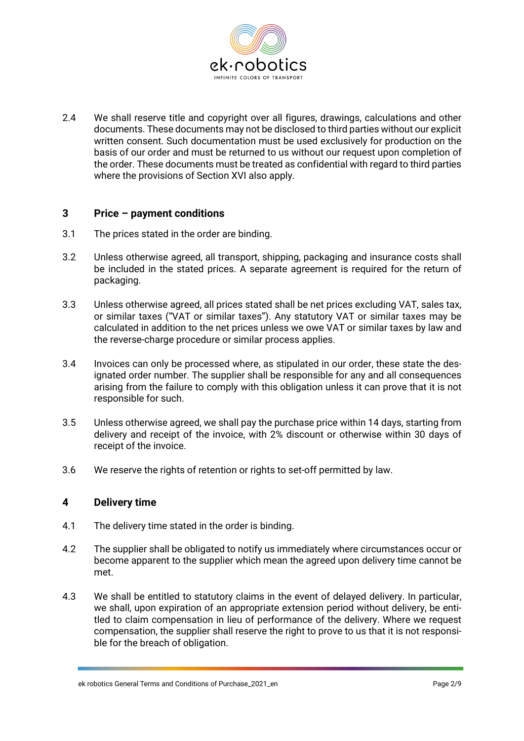2.4 We shall reserve title and copyright over all figures, drawings, calculations and other documents. These documents may not be disclosed to third parties without our explicit written consent. Such documentation must be used exclusively for production on the basis of our order and must be returned to us without our request upon completion of the order. These documents must be treated as confidential with regard to third parties where the provisions of Section XVI also apply.

## 3 Price – payment conditions

3.1 The prices stated in the order are binding.

3.2 Unless otherwise agreed, all transport, shipping, packaging and insurance costs shall be included in the stated prices. A separate agreement is required for the return of packaging.

3.3 Unless otherwise agreed, all prices stated shall be net prices excluding VAT, sales tax, or similar taxes ("VAT or similar taxes"). Any statutory VAT or similar taxes may be calculated in addition to the net prices unless we owe VAT or similar taxes by law and the reverse-charge procedure or similar process applies.

3.4 Invoices can only be processed where, as stipulated in our order, these state the designated order number. The supplier shall be responsible for any and all consequences arising from the failure to comply with this obligation unless it can prove that it is not responsible for such.

3.5 Unless otherwise agreed, we shall pay the purchase price within 14 days, starting from delivery and receipt of the invoice, with 2% discount or otherwise within 30 days of receipt of the invoice.

3.6 We reserve the rights of retention or rights to set-off permitted by law.

## 4 Delivery time

4.1 The delivery time stated in the order is binding.

4.2 The supplier shall be obligated to notify us immediately where circumstances occur or become apparent to the supplier which mean the agreed upon delivery time cannot be met.

4.3 We shall be entitled to statutory claims in the event of delayed delivery. In particular, we shall, upon expiration of an appropriate extension period without delivery, be entitled to claim compensation in lieu of performance of the delivery. Where we request compensation, the supplier shall reserve the right to prove to us that it is not responsible for the breach of obligation.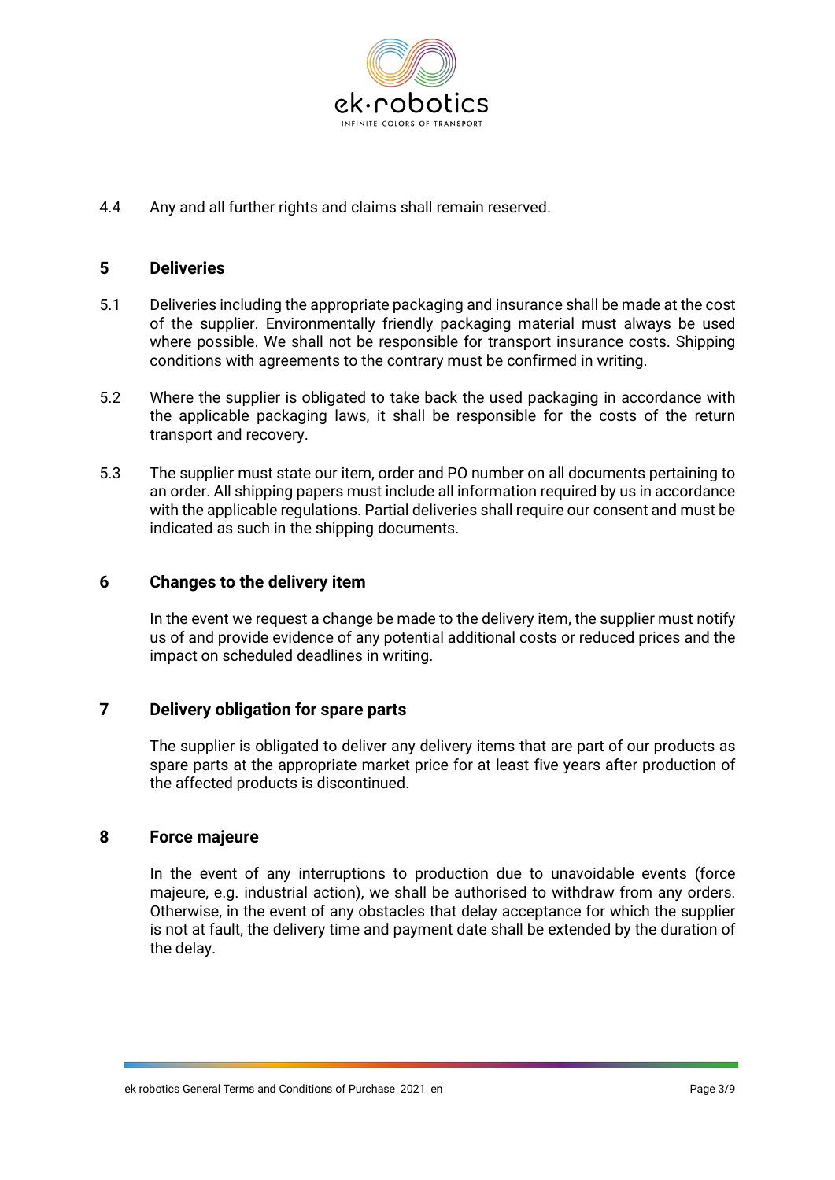4.4 Any and all further rights and claims shall remain reserved.

## 5 Deliveries

5.1 Deliveries including the appropriate packaging and insurance shall be made at the cost of the supplier. Environmentally friendly packaging material must always be used where possible. We shall not be responsible for transport insurance costs. Shipping conditions with agreements to the contrary must be confirmed in writing.

5.2 Where the supplier is obligated to take back the used packaging in accordance with the applicable packaging laws, it shall be responsible for the costs of the return transport and recovery.

5.3 The supplier must state our item, order and PO number on all documents pertaining to an order. All shipping papers must include all information required by us in accordance with the applicable regulations. Partial deliveries shall require our consent and must be indicated as such in the shipping documents.

## 6 Changes to the delivery item

In the event we request a change be made to the delivery item, the supplier must notify us of and provide evidence of any potential additional costs or reduced prices and the impact on scheduled deadlines in writing.

## 7 Delivery obligation for spare parts

The supplier is obligated to deliver any delivery items that are part of our products as spare parts at the appropriate market price for at least five years after production of the affected products is discontinued.

## 8 Force majeure

In the event of any interruptions to production due to unavoidable events (force majeure, e.g. industrial action), we shall be authorised to withdraw from any orders. Otherwise, in the event of any obstacles that delay acceptance for which the supplier is not at fault, the delivery time and payment date shall be extended by the duration of the delay.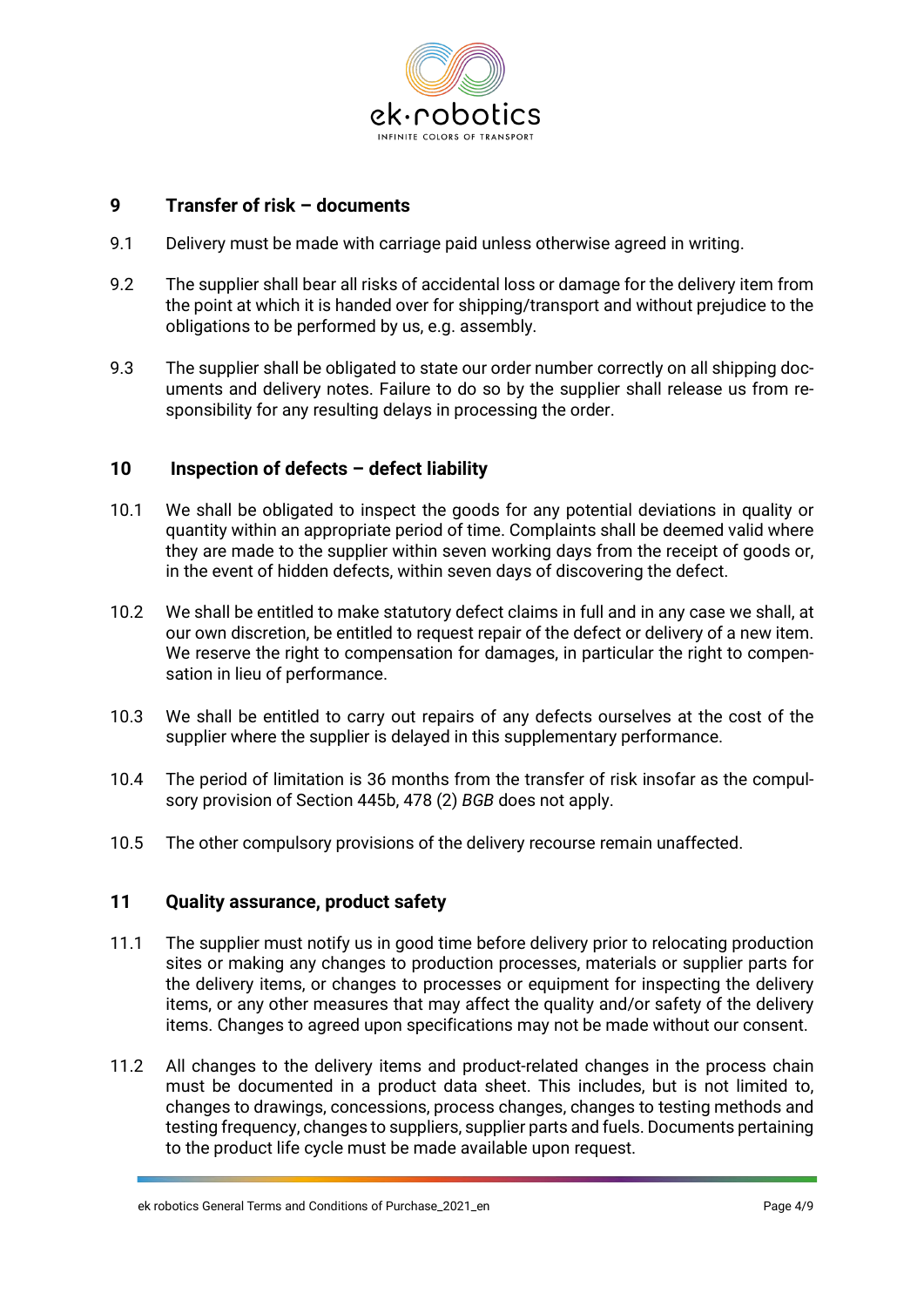## 9 Transfer of risk – documents

9.1 Delivery must be made with carriage paid unless otherwise agreed in writing.

9.2 The supplier shall bear all risks of accidental loss or damage for the delivery item from the point at which it is handed over for shipping/transport and without prejudice to the obligations to be performed by us, e.g. assembly.

9.3 The supplier shall be obligated to state our order number correctly on all shipping documents and delivery notes. Failure to do so by the supplier shall release us from responsibility for any resulting delays in processing the order.

## 10 Inspection of defects – defect liability

10.1 We shall be obligated to inspect the goods for any potential deviations in quality or quantity within an appropriate period of time. Complaints shall be deemed valid where they are made to the supplier within seven working days from the receipt of goods or, in the event of hidden defects, within seven days of discovering the defect.

10.2 We shall be entitled to make statutory defect claims in full and in any case we shall, at our own discretion, be entitled to request repair of the defect or delivery of a new item. We reserve the right to compensation for damages, in particular the right to compensation in lieu of performance.

10.3 We shall be entitled to carry out repairs of any defects ourselves at the cost of the supplier where the supplier is delayed in this supplementary performance.

10.4 The period of limitation is 36 months from the transfer of risk insofar as the compulsory provision of Section 445b, 478 (2) *BGB* does not apply.

10.5 The other compulsory provisions of the delivery recourse remain unaffected.

## 11 Quality assurance, product safety

11.1 The supplier must notify us in good time before delivery prior to relocating production sites or making any changes to production processes, materials or supplier parts for the delivery items, or changes to processes or equipment for inspecting the delivery items, or any other measures that may affect the quality and/or safety of the delivery items. Changes to agreed upon specifications may not be made without our consent.

11.2 All changes to the delivery items and product-related changes in the process chain must be documented in a product data sheet. This includes, but is not limited to, changes to drawings, concessions, process changes, changes to testing methods and testing frequency, changes to suppliers, supplier parts and fuels. Documents pertaining to the product life cycle must be made available upon request.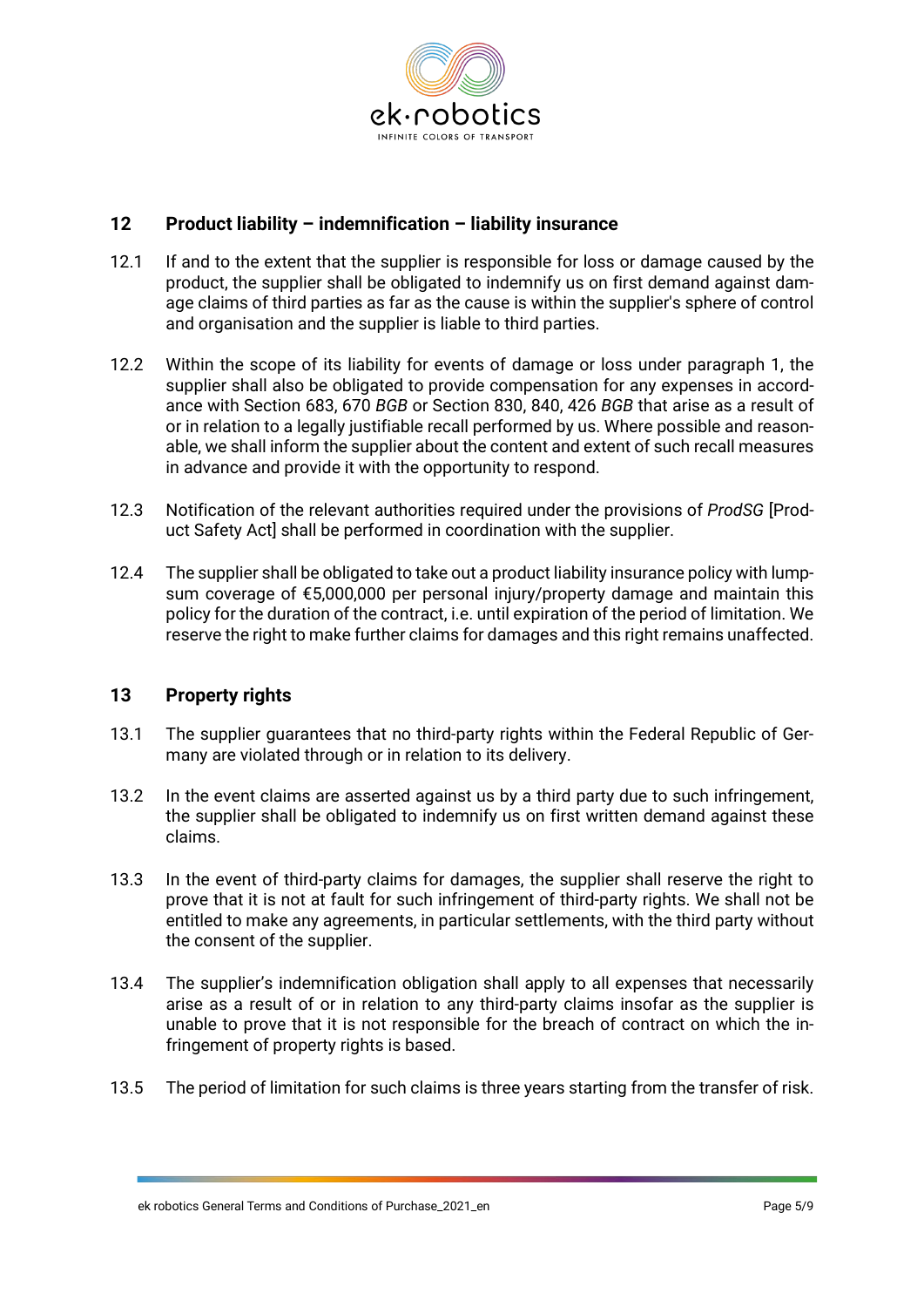## 12 Product liability – indemnification – liability insurance

12.1 If and to the extent that the supplier is responsible for loss or damage caused by the product, the supplier shall be obligated to indemnify us on first demand against damage claims of third parties as far as the cause is within the supplier's sphere of control and organisation and the supplier is liable to third parties.

12.2 Within the scope of its liability for events of damage or loss under paragraph 1, the supplier shall also be obligated to provide compensation for any expenses in accordance with Section 683, 670 *BGB* or Section 830, 840, 426 *BGB* that arise as a result of or in relation to a legally justifiable recall performed by us. Where possible and reasonable, we shall inform the supplier about the content and extent of such recall measures in advance and provide it with the opportunity to respond.

12.3 Notification of the relevant authorities required under the provisions of *ProdSG* [Product Safety Act] shall be performed in coordination with the supplier.

12.4 The supplier shall be obligated to take out a product liability insurance policy with lump-sum coverage of €5,000,000 per personal injury/property damage and maintain this policy for the duration of the contract, i.e. until expiration of the period of limitation. We reserve the right to make further claims for damages and this right remains unaffected.

## 13 Property rights

13.1 The supplier guarantees that no third-party rights within the Federal Republic of Germany are violated through or in relation to its delivery.

13.2 In the event claims are asserted against us by a third party due to such infringement, the supplier shall be obligated to indemnify us on first written demand against these claims.

13.3 In the event of third-party claims for damages, the supplier shall reserve the right to prove that it is not at fault for such infringement of third-party rights. We shall not be entitled to make any agreements, in particular settlements, with the third party without the consent of the supplier.

13.4 The supplier's indemnification obligation shall apply to all expenses that necessarily arise as a result of or in relation to any third-party claims insofar as the supplier is unable to prove that it is not responsible for the breach of contract on which the infringement of property rights is based.

13.5 The period of limitation for such claims is three years starting from the transfer of risk.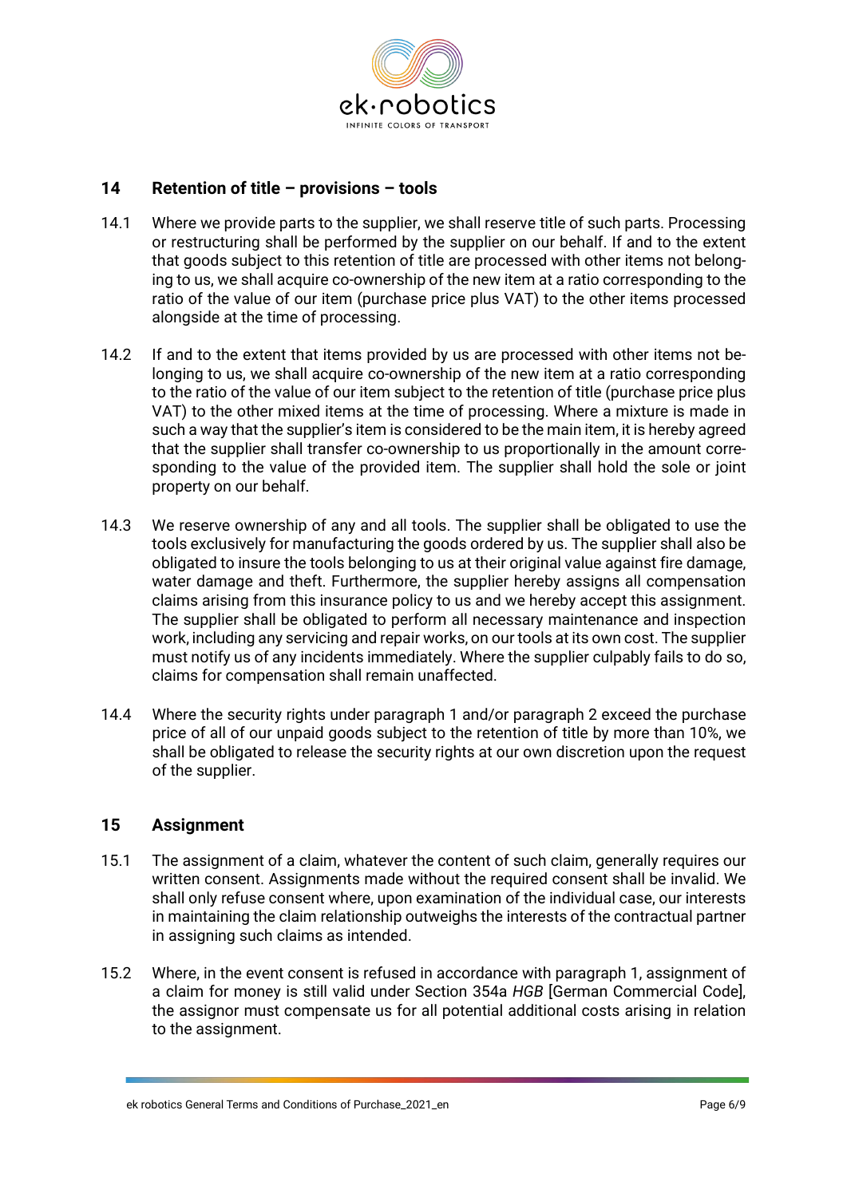## 14 Retention of title – provisions – tools

14.1 Where we provide parts to the supplier, we shall reserve title of such parts. Processing or restructuring shall be performed by the supplier on our behalf. If and to the extent that goods subject to this retention of title are processed with other items not belonging to us, we shall acquire co-ownership of the new item at a ratio corresponding to the ratio of the value of our item (purchase price plus VAT) to the other items processed alongside at the time of processing.

14.2 If and to the extent that items provided by us are processed with other items not belonging to us, we shall acquire co-ownership of the new item at a ratio corresponding to the ratio of the value of our item subject to the retention of title (purchase price plus VAT) to the other mixed items at the time of processing. Where a mixture is made in such a way that the supplier's item is considered to be the main item, it is hereby agreed that the supplier shall transfer co-ownership to us proportionally in the amount corresponding to the value of the provided item. The supplier shall hold the sole or joint property on our behalf.

14.3 We reserve ownership of any and all tools. The supplier shall be obligated to use the tools exclusively for manufacturing the goods ordered by us. The supplier shall also be obligated to insure the tools belonging to us at their original value against fire damage, water damage and theft. Furthermore, the supplier hereby assigns all compensation claims arising from this insurance policy to us and we hereby accept this assignment. The supplier shall be obligated to perform all necessary maintenance and inspection work, including any servicing and repair works, on our tools at its own cost. The supplier must notify us of any incidents immediately. Where the supplier culpably fails to do so, claims for compensation shall remain unaffected.

14.4 Where the security rights under paragraph 1 and/or paragraph 2 exceed the purchase price of all of our unpaid goods subject to the retention of title by more than 10%, we shall be obligated to release the security rights at our own discretion upon the request of the supplier.

## 15 Assignment

15.1 The assignment of a claim, whatever the content of such claim, generally requires our written consent. Assignments made without the required consent shall be invalid. We shall only refuse consent where, upon examination of the individual case, our interests in maintaining the claim relationship outweighs the interests of the contractual partner in assigning such claims as intended.

15.2 Where, in the event consent is refused in accordance with paragraph 1, assignment of a claim for money is still valid under Section 354a *HGB* [German Commercial Code], the assignor must compensate us for all potential additional costs arising in relation to the assignment.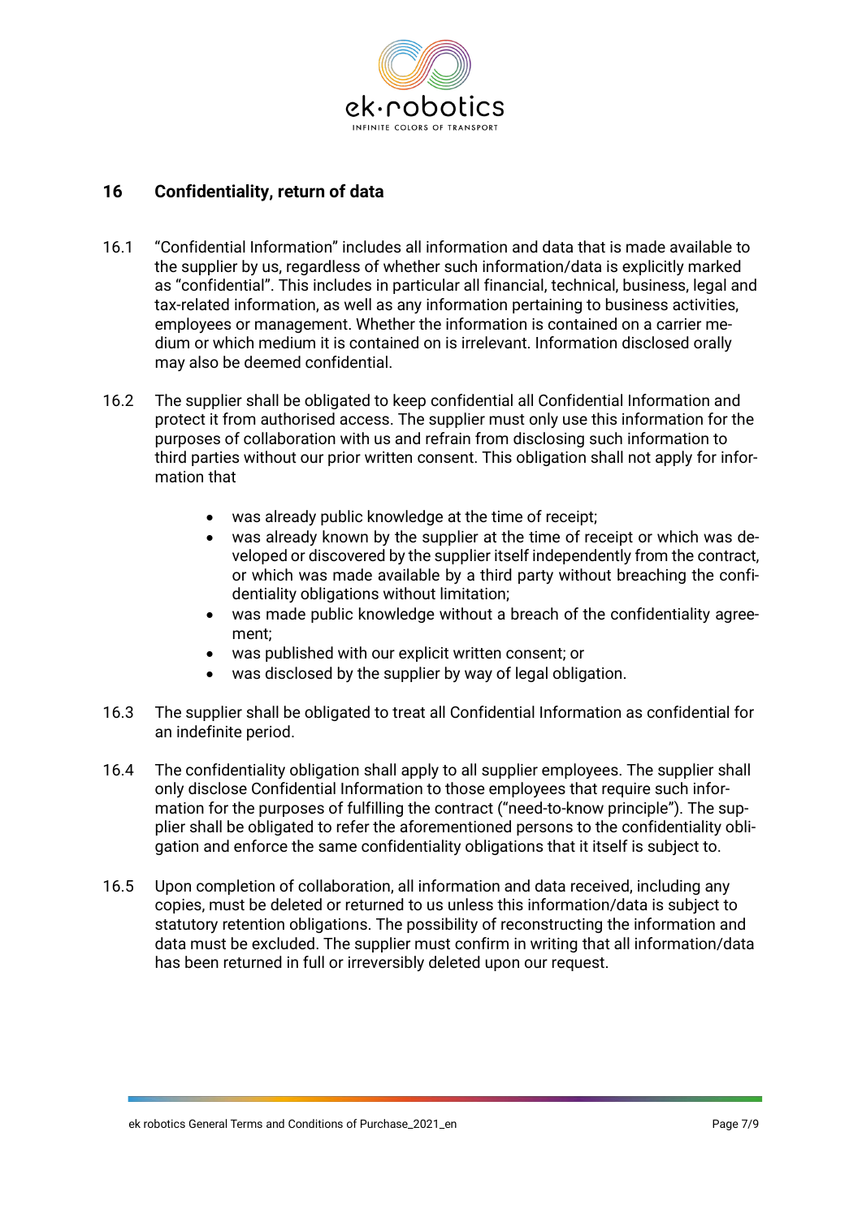## 16 Confidentiality, return of data

16.1 "Confidential Information" includes all information and data that is made available to the supplier by us, regardless of whether such information/data is explicitly marked as "confidential". This includes in particular all financial, technical, business, legal and tax-related information, as well as any information pertaining to business activities, employees or management. Whether the information is contained on a carrier medium or which medium it is contained on is irrelevant. Information disclosed orally may also be deemed confidential.

16.2 The supplier shall be obligated to keep confidential all Confidential Information and protect it from authorised access. The supplier must only use this information for the purposes of collaboration with us and refrain from disclosing such information to third parties without our prior written consent. This obligation shall not apply for information that

- was already public knowledge at the time of receipt;
- was already known by the supplier at the time of receipt or which was developed or discovered by the supplier itself independently from the contract, or which was made available by a third party without breaching the confidentiality obligations without limitation;
- was made public knowledge without a breach of the confidentiality agreement;
- was published with our explicit written consent; or
- was disclosed by the supplier by way of legal obligation.

16.3 The supplier shall be obligated to treat all Confidential Information as confidential for an indefinite period.

16.4 The confidentiality obligation shall apply to all supplier employees. The supplier shall only disclose Confidential Information to those employees that require such information for the purposes of fulfilling the contract ("need-to-know principle"). The supplier shall be obligated to refer the aforementioned persons to the confidentiality obligation and enforce the same confidentiality obligations that it itself is subject to.

16.5 Upon completion of collaboration, all information and data received, including any copies, must be deleted or returned to us unless this information/data is subject to statutory retention obligations. The possibility of reconstructing the information and data must be excluded. The supplier must confirm in writing that all information/data has been returned in full or irreversibly deleted upon our request.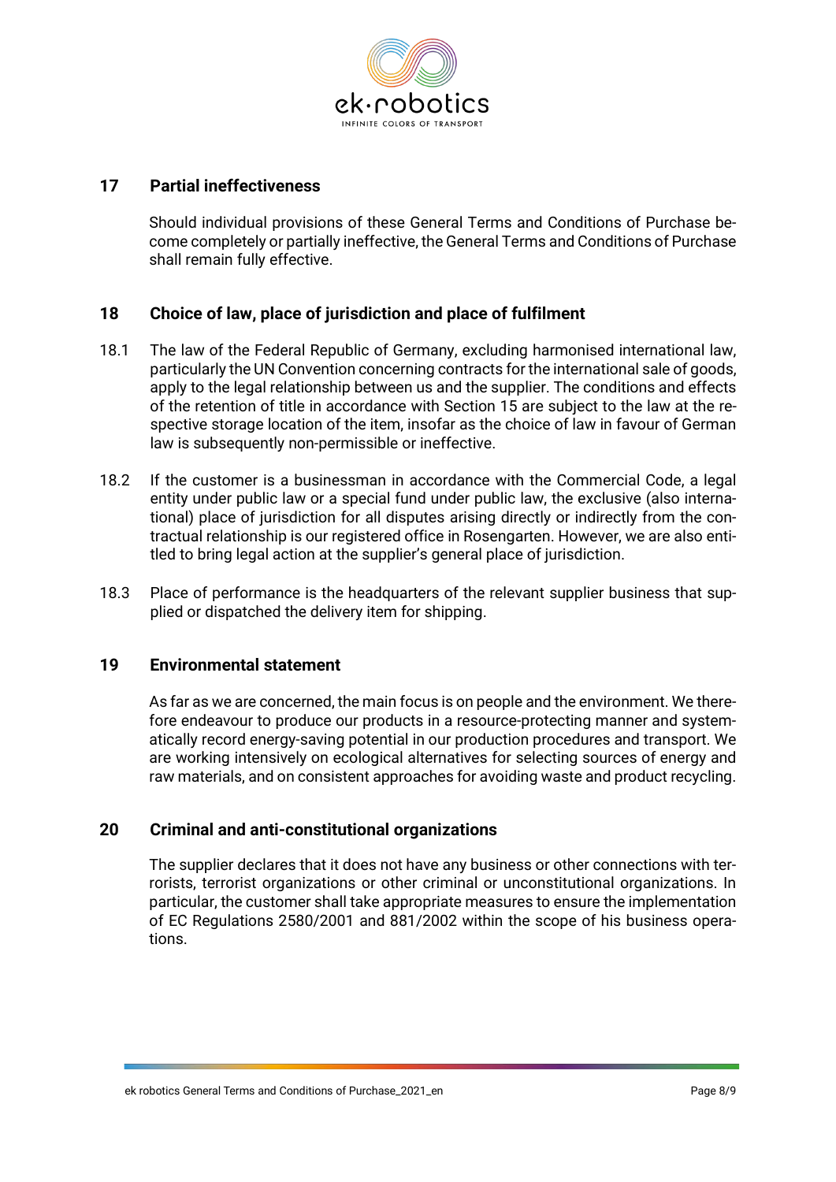## 17 Partial ineffectiveness

Should individual provisions of these General Terms and Conditions of Purchase become completely or partially ineffective, the General Terms and Conditions of Purchase shall remain fully effective.

## 18 Choice of law, place of jurisdiction and place of fulfilment

18.1 The law of the Federal Republic of Germany, excluding harmonised international law, particularly the UN Convention concerning contracts for the international sale of goods, apply to the legal relationship between us and the supplier. The conditions and effects of the retention of title in accordance with Section 15 are subject to the law at the respective storage location of the item, insofar as the choice of law in favour of German law is subsequently non-permissible or ineffective.

18.2 If the customer is a businessman in accordance with the Commercial Code, a legal entity under public law or a special fund under public law, the exclusive (also international) place of jurisdiction for all disputes arising directly or indirectly from the contractual relationship is our registered office in Rosengarten. However, we are also entitled to bring legal action at the supplier's general place of jurisdiction.

18.3 Place of performance is the headquarters of the relevant supplier business that supplied or dispatched the delivery item for shipping.

## 19 Environmental statement

As far as we are concerned, the main focus is on people and the environment. We therefore endeavour to produce our products in a resource-protecting manner and systematically record energy-saving potential in our production procedures and transport. We are working intensively on ecological alternatives for selecting sources of energy and raw materials, and on consistent approaches for avoiding waste and product recycling.

## 20 Criminal and anti-constitutional organizations

The supplier declares that it does not have any business or other connections with terrorists, terrorist organizations or other criminal or unconstitutional organizations. In particular, the customer shall take appropriate measures to ensure the implementation of EC Regulations 2580/2001 and 881/2002 within the scope of his business operations.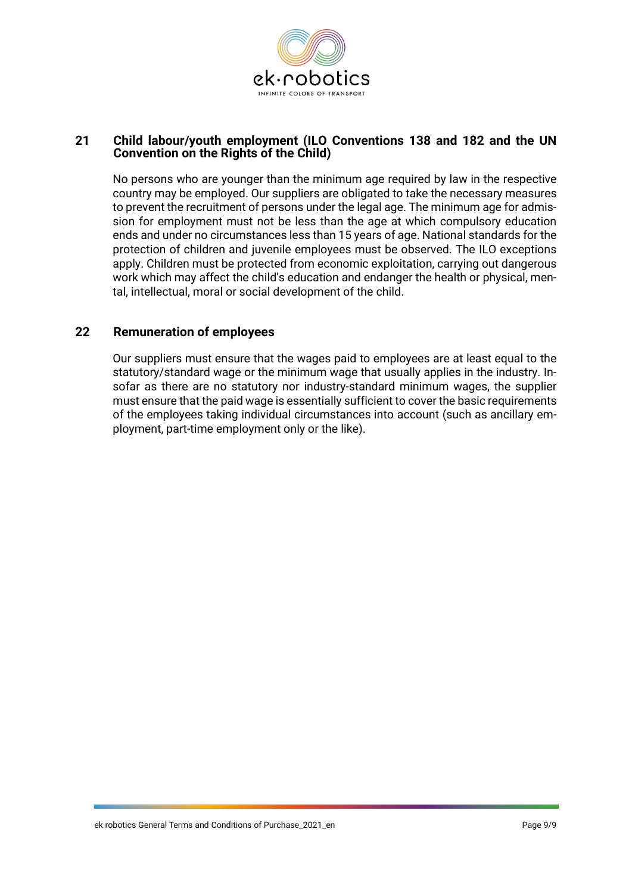## 21 Child labour/youth employment (ILO Conventions 138 and 182 and the UN Convention on the Rights of the Child)

No persons who are younger than the minimum age required by law in the respective country may be employed. Our suppliers are obligated to take the necessary measures to prevent the recruitment of persons under the legal age. The minimum age for admission for employment must not be less than the age at which compulsory education ends and under no circumstances less than 15 years of age. National standards for the protection of children and juvenile employees must be observed. The ILO exceptions apply. Children must be protected from economic exploitation, carrying out dangerous work which may affect the child's education and endanger the health or physical, mental, intellectual, moral or social development of the child.

## 22 Remuneration of employees

Our suppliers must ensure that the wages paid to employees are at least equal to the statutory/standard wage or the minimum wage that usually applies in the industry. Insofar as there are no statutory nor industry-standard minimum wages, the supplier must ensure that the paid wage is essentially sufficient to cover the basic requirements of the employees taking individual circumstances into account (such as ancillary employment, part-time employment only or the like).